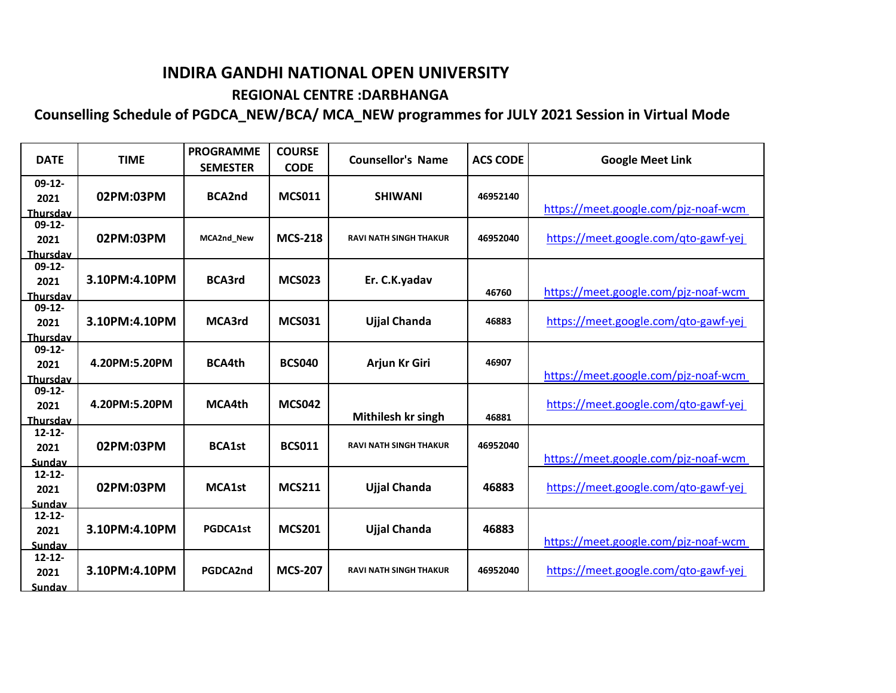# INDIRA GANDHI NATIONAL OPEN UNIVERSITY

## REGIONAL CENTRE :DARBHANGA

### Counselling Schedule of PGDCA_NEW/BCA/ MCA_NEW programmes for JULY 2021 Session in Virtual Mode

| DATE | TIME | PROGRAMME SEMESTER | COURSE CODE | Counsellor's Name | ACS CODE | Google Meet Link |
|---|---|---|---|---|---|---|
| 09-12-2021 Thursday | 02PM:03PM | BCA2nd | MCS011 | SHIWANI | 46952140 | https://meet.google.com/pjz-noaf-wcm |
| 09-12-2021 Thursday | 02PM:03PM | MCA2nd_New | MCS-218 | RAVI NATH SINGH THAKUR | 46952040 | https://meet.google.com/qto-gawf-yej |
| 09-12-2021 Thursday | 3.10PM:4.10PM | BCA3rd | MCS023 | Er. C.K.yadav | 46760 | https://meet.google.com/pjz-noaf-wcm |
| 09-12-2021 Thursday | 3.10PM:4.10PM | MCA3rd | MCS031 | Ujjal Chanda | 46883 | https://meet.google.com/qto-gawf-yej |
| 09-12-2021 Thursday | 4.20PM:5.20PM | BCA4th | BCS040 | Arjun Kr Giri | 46907 | https://meet.google.com/pjz-noaf-wcm |
| 09-12-2021 Thursday | 4.20PM:5.20PM | MCA4th | MCS042 | Mithilesh kr singh | 46881 | https://meet.google.com/qto-gawf-yej |
| 12-12-2021 Sunday | 02PM:03PM | BCA1st | BCS011 | RAVI NATH SINGH THAKUR | 46952040 | https://meet.google.com/pjz-noaf-wcm |
| 12-12-2021 Sunday | 02PM:03PM | MCA1st | MCS211 | Ujjal Chanda | 46883 | https://meet.google.com/qto-gawf-yej |
| 12-12-2021 Sunday | 3.10PM:4.10PM | PGDCA1st | MCS201 | Ujjal Chanda | 46883 | https://meet.google.com/pjz-noaf-wcm |
| 12-12-2021 Sunday | 3.10PM:4.10PM | PGDCA2nd | MCS-207 | RAVI NATH SINGH THAKUR | 46952040 | https://meet.google.com/qto-gawf-yej |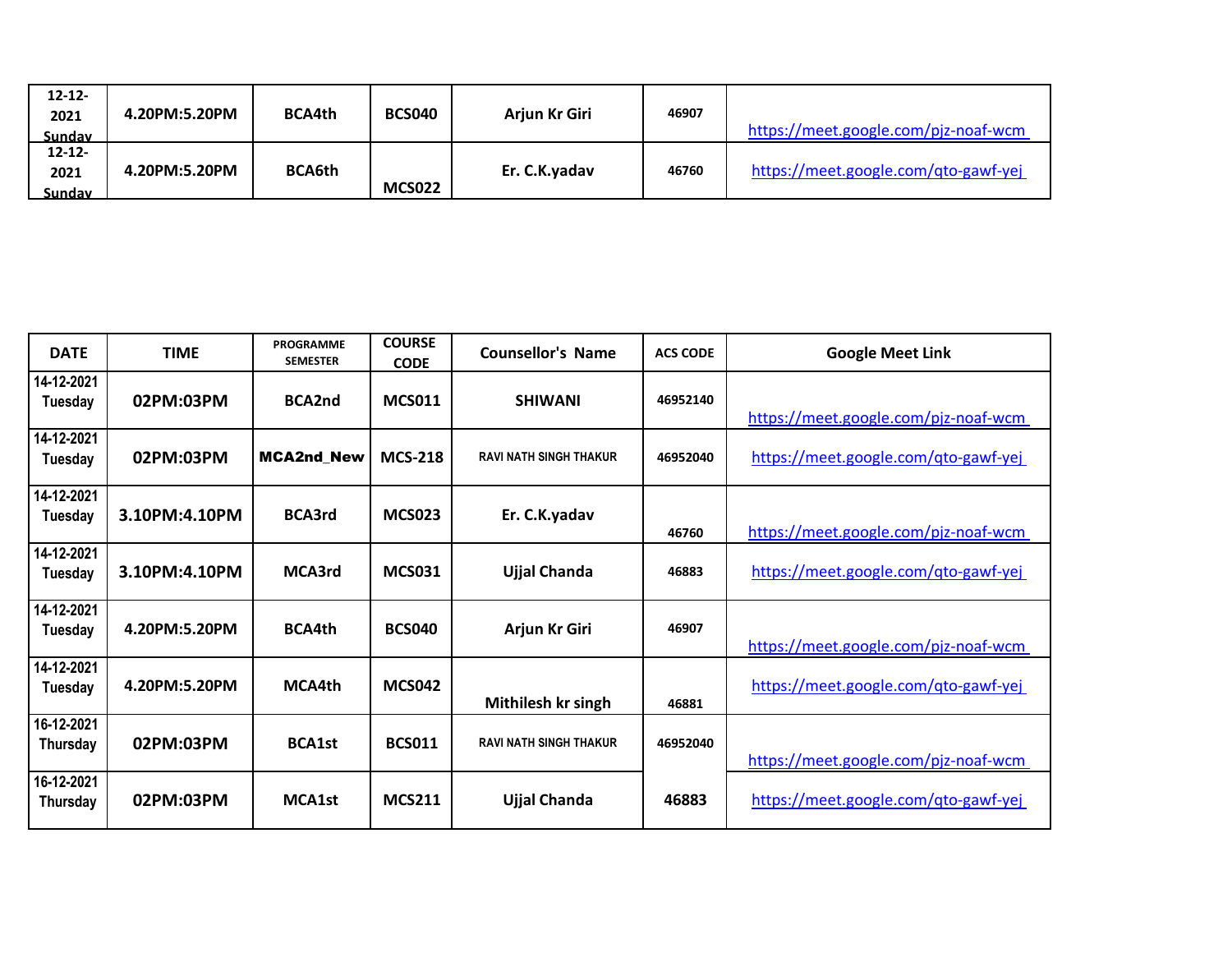| | | | | | | |
|---|---|---|---|---|---|---|
| 12-12-2021 Sunday | 4.20PM:5.20PM | BCA4th | BCS040 | Arjun Kr Giri | 46907 | https://meet.google.com/pjz-noaf-wcm |
| 12-12-2021 Sunday | 4.20PM:5.20PM | BCA6th | MCS022 | Er. C.K.yadav | 46760 | https://meet.google.com/qto-gawf-yej |

| DATE | TIME | PROGRAMME SEMESTER | COURSE CODE | Counsellor's Name | ACS CODE | Google Meet Link |
|---|---|---|---|---|---|---|
| 14-12-2021 Tuesday | 02PM:03PM | BCA2nd | MCS011 | SHIWANI | 46952140 | https://meet.google.com/pjz-noaf-wcm |
| 14-12-2021 Tuesday | 02PM:03PM | MCA2nd_New | MCS-218 | RAVI NATH SINGH THAKUR | 46952040 | https://meet.google.com/qto-gawf-yej |
| 14-12-2021 Tuesday | 3.10PM:4.10PM | BCA3rd | MCS023 | Er. C.K.yadav | 46760 | https://meet.google.com/pjz-noaf-wcm |
| 14-12-2021 Tuesday | 3.10PM:4.10PM | MCA3rd | MCS031 | Ujjal Chanda | 46883 | https://meet.google.com/qto-gawf-yej |
| 14-12-2021 Tuesday | 4.20PM:5.20PM | BCA4th | BCS040 | Arjun Kr Giri | 46907 | https://meet.google.com/pjz-noaf-wcm |
| 14-12-2021 Tuesday | 4.20PM:5.20PM | MCA4th | MCS042 | Mithilesh kr singh | 46881 | https://meet.google.com/qto-gawf-yej |
| 16-12-2021 Thursday | 02PM:03PM | BCA1st | BCS011 | RAVI NATH SINGH THAKUR | 46952040 | https://meet.google.com/pjz-noaf-wcm |
| 16-12-2021 Thursday | 02PM:03PM | MCA1st | MCS211 | Ujjal Chanda | 46883 | https://meet.google.com/qto-gawf-yej |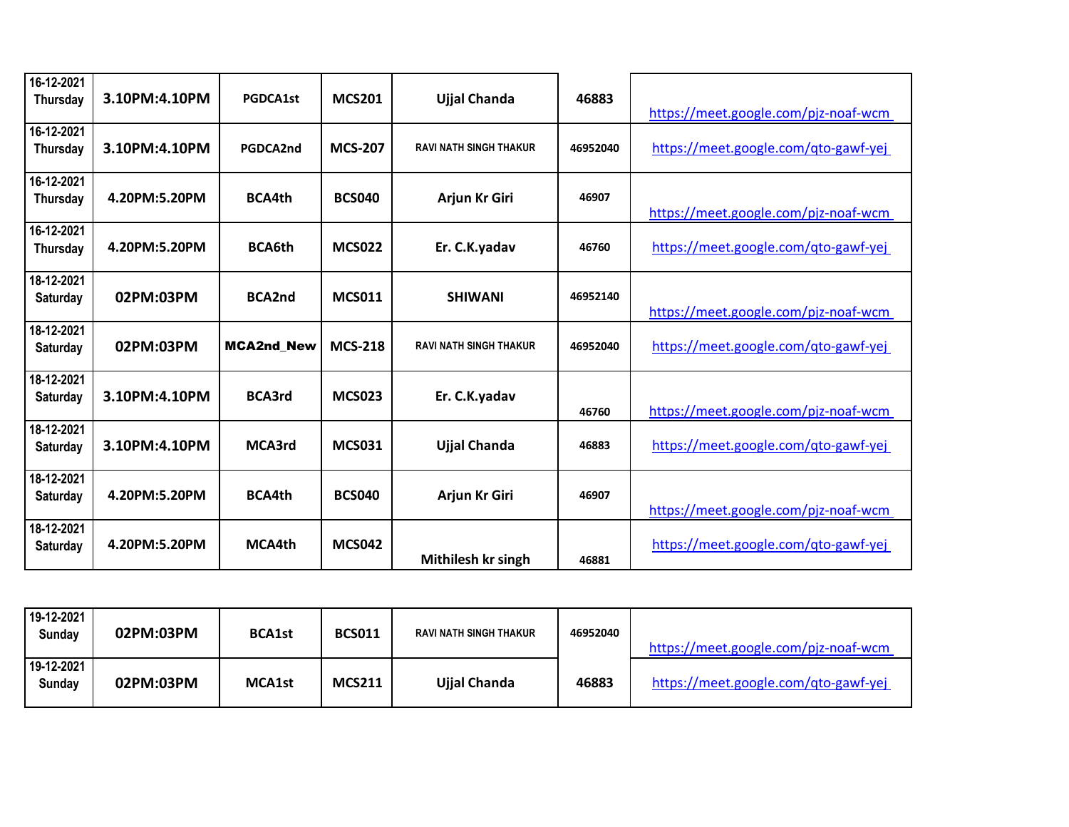| 16-12-2021 Thursday | 3.10PM:4.10PM | PGDCA1st | MCS201 | Ujjal Chanda | 46883 | https://meet.google.com/pjz-noaf-wcm |
|---|---|---|---|---|---|---|
| 16-12-2021 Thursday | 3.10PM:4.10PM | PGDCA2nd | MCS-207 | RAVI NATH SINGH THAKUR | 46952040 | https://meet.google.com/qto-gawf-yej |
| 16-12-2021 Thursday | 4.20PM:5.20PM | BCA4th | BCS040 | Arjun Kr Giri | 46907 | https://meet.google.com/pjz-noaf-wcm |
| 16-12-2021 Thursday | 4.20PM:5.20PM | BCA6th | MCS022 | Er. C.K.yadav | 46760 | https://meet.google.com/qto-gawf-yej |
| 18-12-2021 Saturday | 02PM:03PM | BCA2nd | MCS011 | SHIWANI | 46952140 | https://meet.google.com/pjz-noaf-wcm |
| 18-12-2021 Saturday | 02PM:03PM | MCA2nd_New | MCS-218 | RAVI NATH SINGH THAKUR | 46952040 | https://meet.google.com/qto-gawf-yej |
| 18-12-2021 Saturday | 3.10PM:4.10PM | BCA3rd | MCS023 | Er. C.K.yadav | 46760 | https://meet.google.com/pjz-noaf-wcm |
| 18-12-2021 Saturday | 3.10PM:4.10PM | MCA3rd | MCS031 | Ujjal Chanda | 46883 | https://meet.google.com/qto-gawf-yej |
| 18-12-2021 Saturday | 4.20PM:5.20PM | BCA4th | BCS040 | Arjun Kr Giri | 46907 | https://meet.google.com/pjz-noaf-wcm |
| 18-12-2021 Saturday | 4.20PM:5.20PM | MCA4th | MCS042 | Mithilesh kr singh | 46881 | https://meet.google.com/qto-gawf-yej |

| 19-12-2021 Sunday | 02PM:03PM | BCA1st | BCS011 | RAVI NATH SINGH THAKUR | 46952040 | https://meet.google.com/pjz-noaf-wcm |
|---|---|---|---|---|---|---|
| 19-12-2021 Sunday | 02PM:03PM | MCA1st | MCS211 | Ujjal Chanda | 46883 | https://meet.google.com/qto-gawf-yej |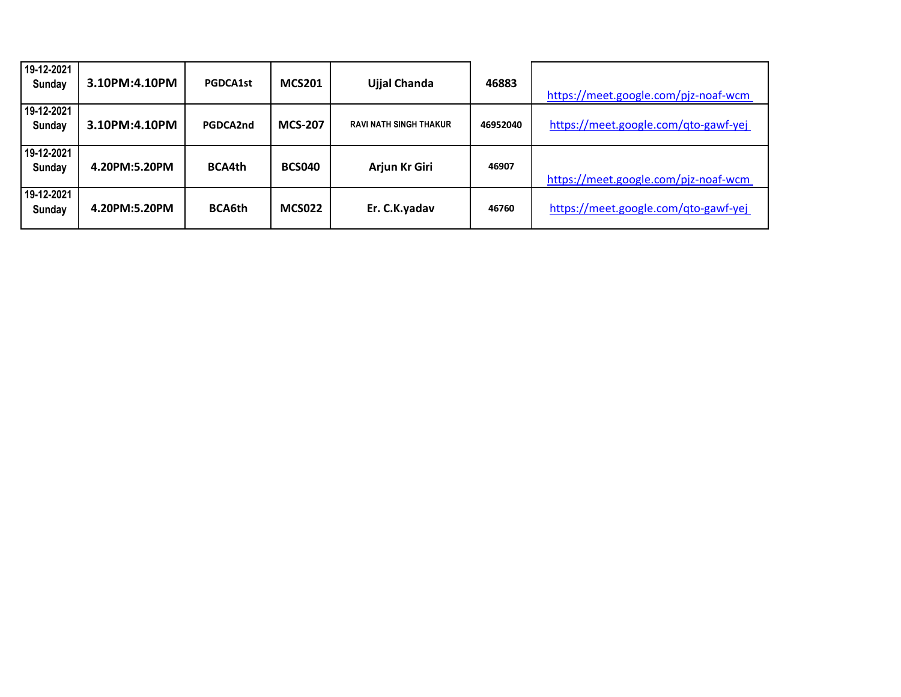| | | | | | | |
|---|---|---|---|---|---|---|
| 19-12-2021 Sunday | 3.10PM:4.10PM | PGDCA1st | MCS201 | Ujjal Chanda | 46883 | https://meet.google.com/pjz-noaf-wcm |
| 19-12-2021 Sunday | 3.10PM:4.10PM | PGDCA2nd | MCS-207 | RAVI NATH SINGH THAKUR | 46952040 | https://meet.google.com/qto-gawf-yej |
| 19-12-2021 Sunday | 4.20PM:5.20PM | BCA4th | BCS040 | Arjun Kr Giri | 46907 | https://meet.google.com/pjz-noaf-wcm |
| 19-12-2021 Sunday | 4.20PM:5.20PM | BCA6th | MCS022 | Er. C.K.yadav | 46760 | https://meet.google.com/qto-gawf-yej |